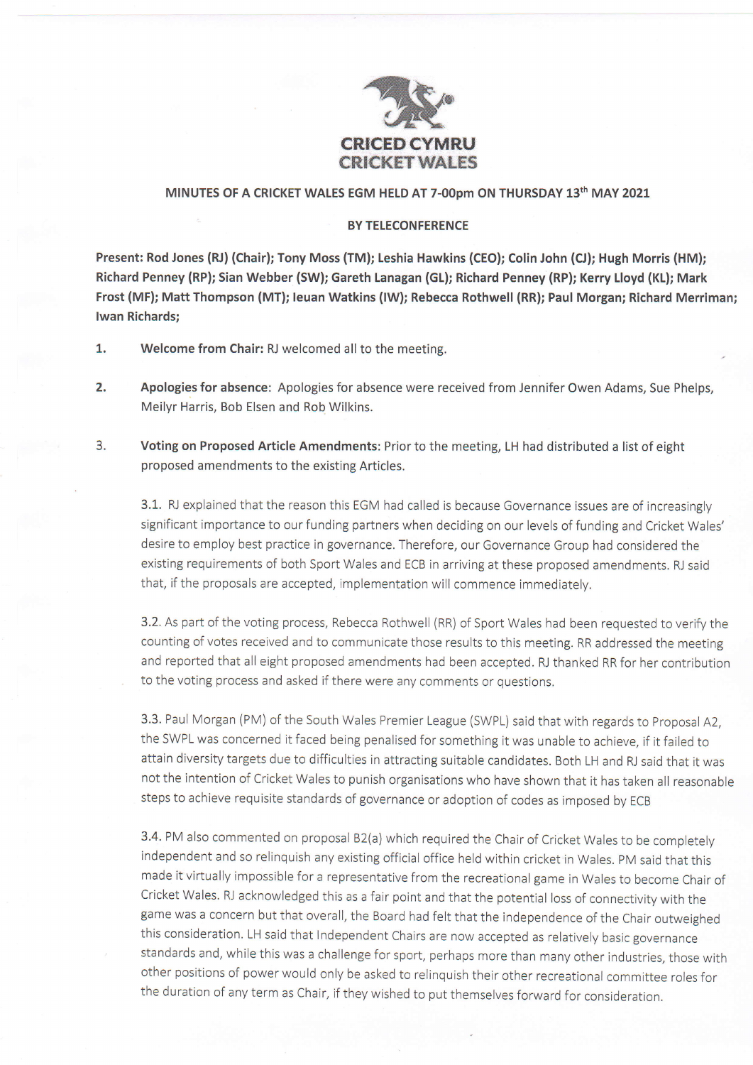**CRICED CYMRU**
**CRICKET WALES**

**MINUTES OF A CRICKET WALES EGM HELD AT 7-00pm ON THURSDAY 13th MAY 2021**

**BY TELECONFERENCE**

**Present: Rod Jones (RJ) (Chair); Tony Moss (TM); Leshia Hawkins (CEO); Colin John (CJ); Hugh Morris (HM); Richard Penney (RP); Sian Webber (SW); Gareth Lanagan (GL); Richard Penney (RP); Kerry Lloyd (KL); Mark Frost (MF); Matt Thompson (MT); Ieuan Watkins (IW); Rebecca Rothwell (RR); Paul Morgan; Richard Merriman; Iwan Richards;**

1. **Welcome from Chair:** RJ welcomed all to the meeting.

2. **Apologies for absence**: Apologies for absence were received from Jennifer Owen Adams, Sue Phelps, Meilyr Harris, Bob Elsen and Rob Wilkins.

3. **Voting on Proposed Article Amendments:** Prior to the meeting, LH had distributed a list of eight proposed amendments to the existing Articles.

   3.1. RJ explained that the reason this EGM had called is because Governance issues are of increasingly significant importance to our funding partners when deciding on our levels of funding and Cricket Wales' desire to employ best practice in governance. Therefore, our Governance Group had considered the existing requirements of both Sport Wales and ECB in arriving at these proposed amendments. RJ said that, if the proposals are accepted, implementation will commence immediately.

   3.2. As part of the voting process, Rebecca Rothwell (RR) of Sport Wales had been requested to verify the counting of votes received and to communicate those results to this meeting. RR addressed the meeting and reported that all eight proposed amendments had been accepted. RJ thanked RR for her contribution to the voting process and asked if there were any comments or questions.

   3.3. Paul Morgan (PM) of the South Wales Premier League (SWPL) said that with regards to Proposal A2, the SWPL was concerned it faced being penalised for something it was unable to achieve, if it failed to attain diversity targets due to difficulties in attracting suitable candidates. Both LH and RJ said that it was not the intention of Cricket Wales to punish organisations who have shown that it has taken all reasonable steps to achieve requisite standards of governance or adoption of codes as imposed by ECB

   3.4. PM also commented on proposal B2(a) which required the Chair of Cricket Wales to be completely independent and so relinquish any existing official office held within cricket in Wales. PM said that this made it virtually impossible for a representative from the recreational game in Wales to become Chair of Cricket Wales. RJ acknowledged this as a fair point and that the potential loss of connectivity with the game was a concern but that overall, the Board had felt that the independence of the Chair outweighed this consideration. LH said that Independent Chairs are now accepted as relatively basic governance standards and, while this was a challenge for sport, perhaps more than many other industries, those with other positions of power would only be asked to relinquish their other recreational committee roles for the duration of any term as Chair, if they wished to put themselves forward for consideration.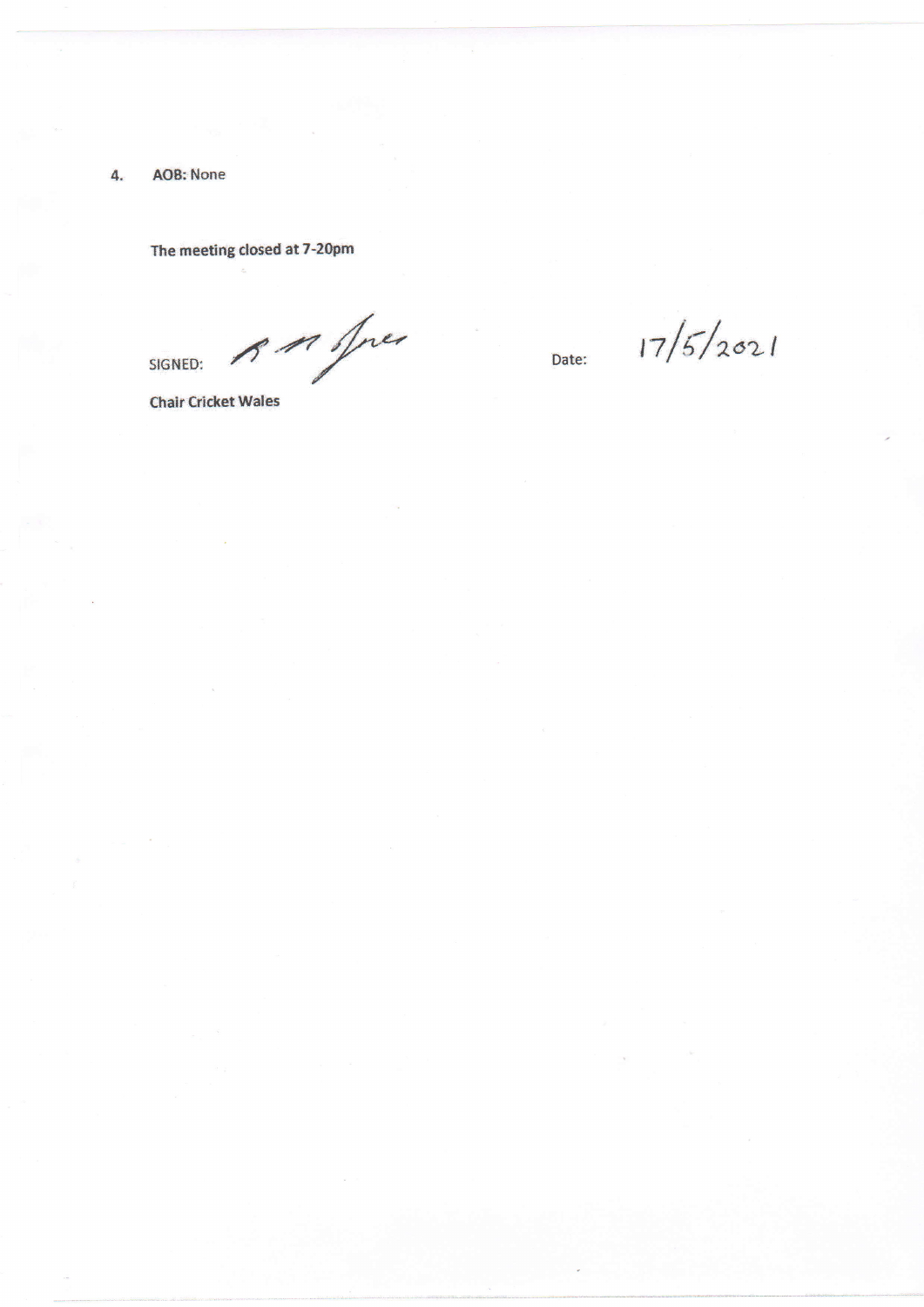4. **AOB:** None

**The meeting closed at 7-20pm**

SIGNED: R M Jones                Date: 17/5/2021

**Chair Cricket Wales**